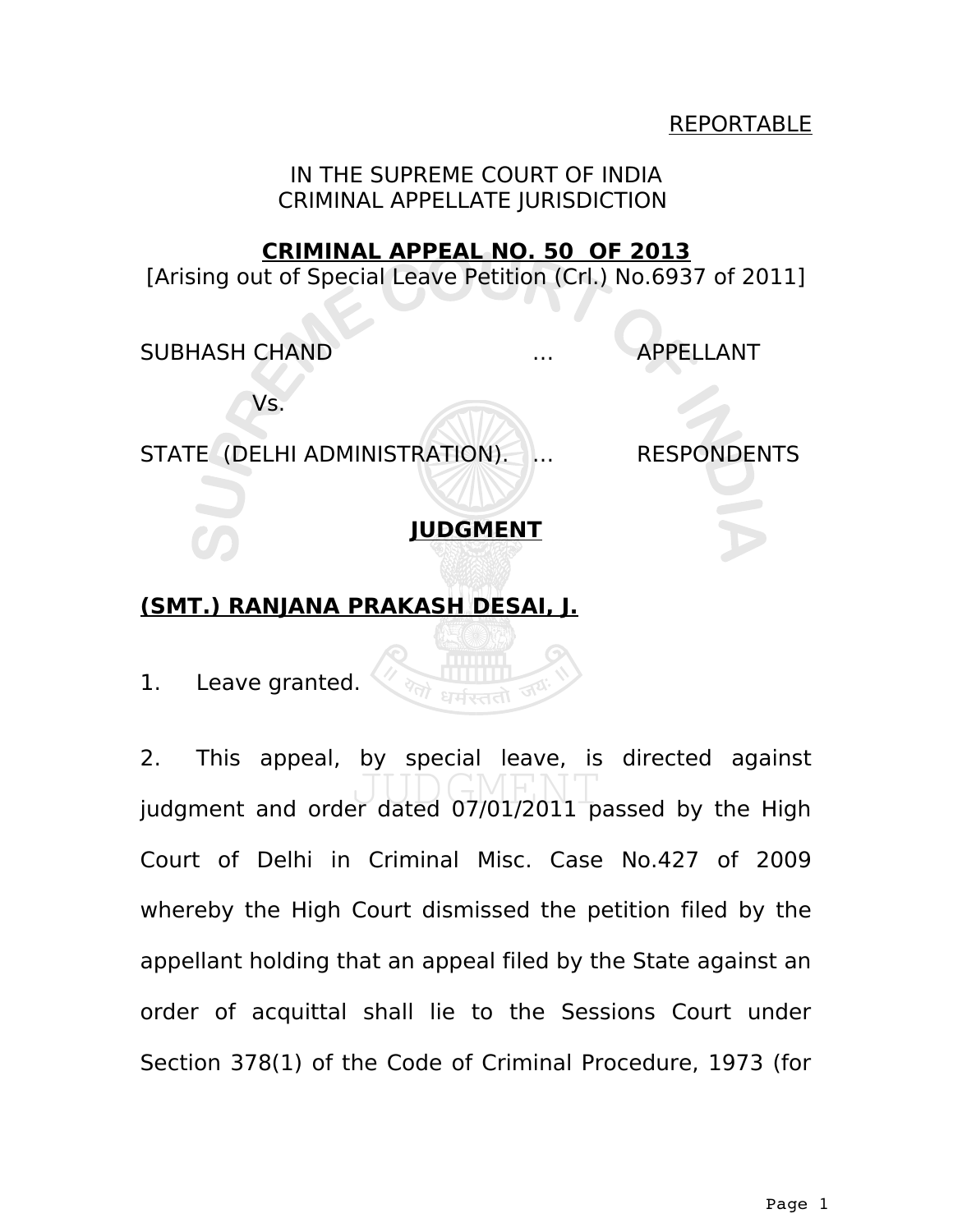REPORTABLE

IN THE SUPREME COURT OF INDIA
CRIMINAL APPELLATE JURISDICTION

**CRIMINAL APPEAL NO. 50 OF 2013**
[Arising out of Special Leave Petition (Crl.) No.6937 of 2011]

SUBHASH CHAND … APPELLANT

Vs.

STATE (DELHI ADMINISTRATION). … RESPONDENTS

**JUDGMENT**

**(SMT.) RANJANA PRAKASH DESAI, J.**

1. Leave granted.

2. This appeal, by special leave, is directed against judgment and order dated 07/01/2011 passed by the High Court of Delhi in Criminal Misc. Case No.427 of 2009 whereby the High Court dismissed the petition filed by the appellant holding that an appeal filed by the State against an order of acquittal shall lie to the Sessions Court under Section 378(1) of the Code of Criminal Procedure, 1973 (for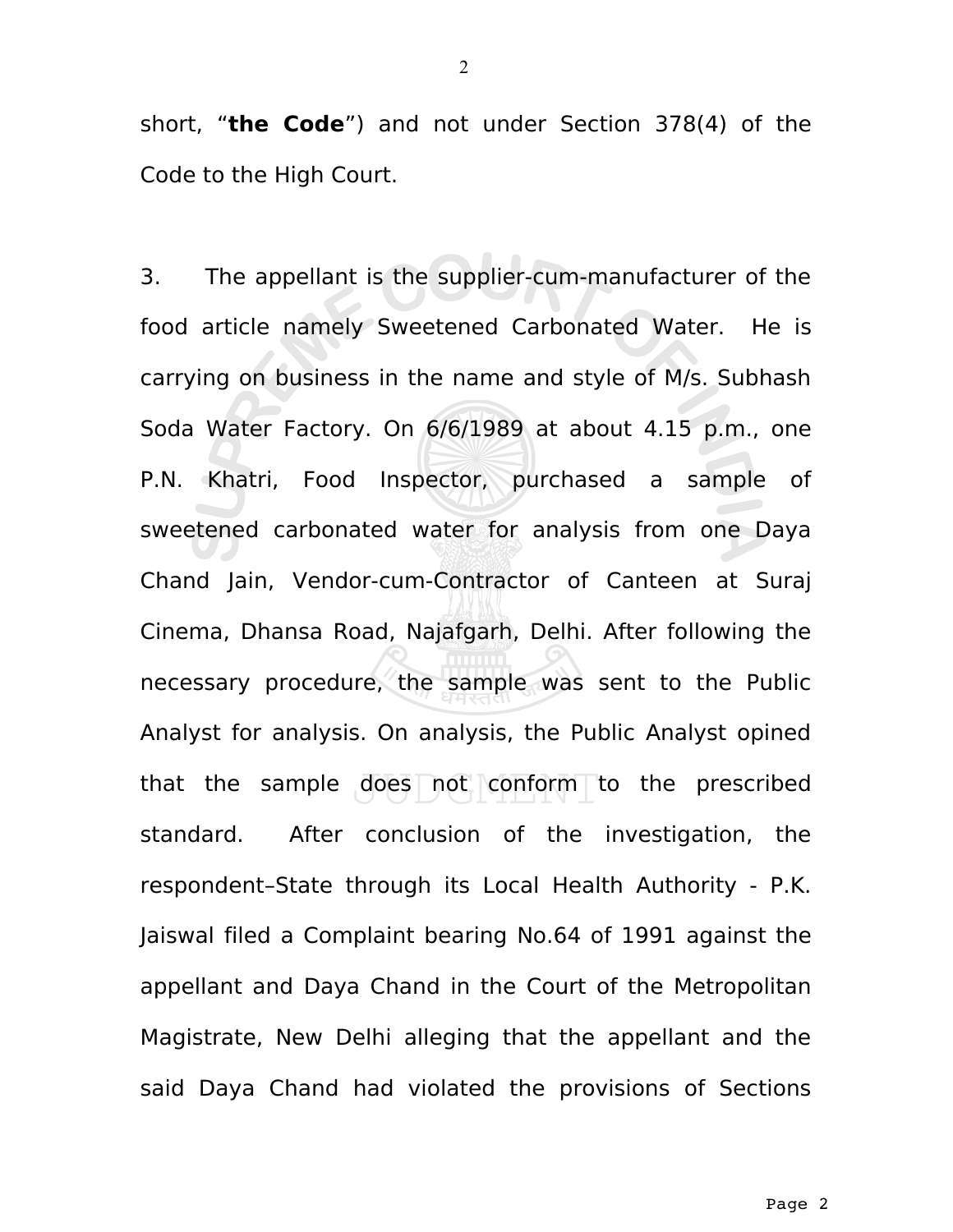short, “**the Code**”) and not under Section 378(4) of the Code to the High Court.

3. The appellant is the supplier-cum-manufacturer of the food article namely Sweetened Carbonated Water. He is carrying on business in the name and style of M/s. Subhash Soda Water Factory. On 6/6/1989 at about 4.15 p.m., one P.N. Khatri, Food Inspector, purchased a sample of sweetened carbonated water for analysis from one Daya Chand Jain, Vendor-cum-Contractor of Canteen at Suraj Cinema, Dhansa Road, Najafgarh, Delhi. After following the necessary procedure, the sample was sent to the Public Analyst for analysis. On analysis, the Public Analyst opined that the sample does not conform to the prescribed standard. After conclusion of the investigation, the respondent–State through its Local Health Authority - P.K. Jaiswal filed a Complaint bearing No.64 of 1991 against the appellant and Daya Chand in the Court of the Metropolitan Magistrate, New Delhi alleging that the appellant and the said Daya Chand had violated the provisions of Sections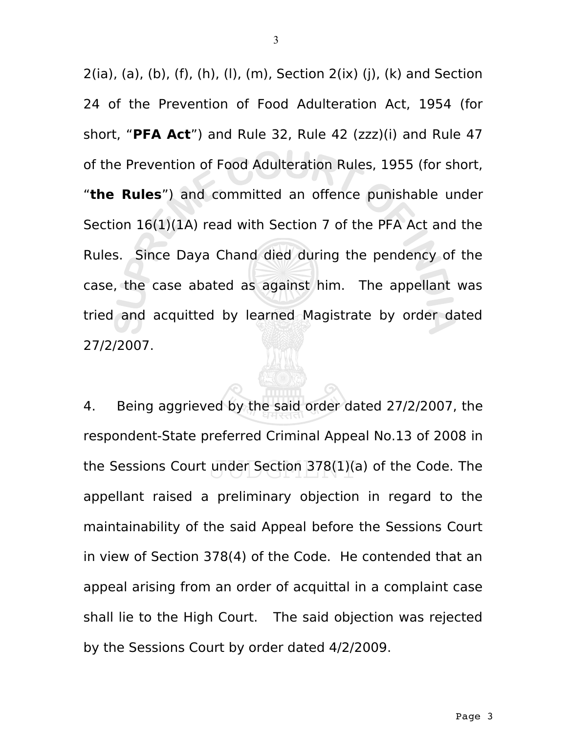2(ia), (a), (b), (f), (h), (l), (m), Section 2(ix) (j), (k) and Section 24 of the Prevention of Food Adulteration Act, 1954 (for short, "**PFA Act**") and Rule 32, Rule 42 (zzz)(i) and Rule 47 of the Prevention of Food Adulteration Rules, 1955 (for short, "**the Rules**") and committed an offence punishable under Section 16(1)(1A) read with Section 7 of the PFA Act and the Rules. Since Daya Chand died during the pendency of the case, the case abated as against him. The appellant was tried and acquitted by learned Magistrate by order dated 27/2/2007.

4. Being aggrieved by the said order dated 27/2/2007, the respondent-State preferred Criminal Appeal No.13 of 2008 in the Sessions Court under Section 378(1)(a) of the Code. The appellant raised a preliminary objection in regard to the maintainability of the said Appeal before the Sessions Court in view of Section 378(4) of the Code. He contended that an appeal arising from an order of acquittal in a complaint case shall lie to the High Court. The said objection was rejected by the Sessions Court by order dated 4/2/2009.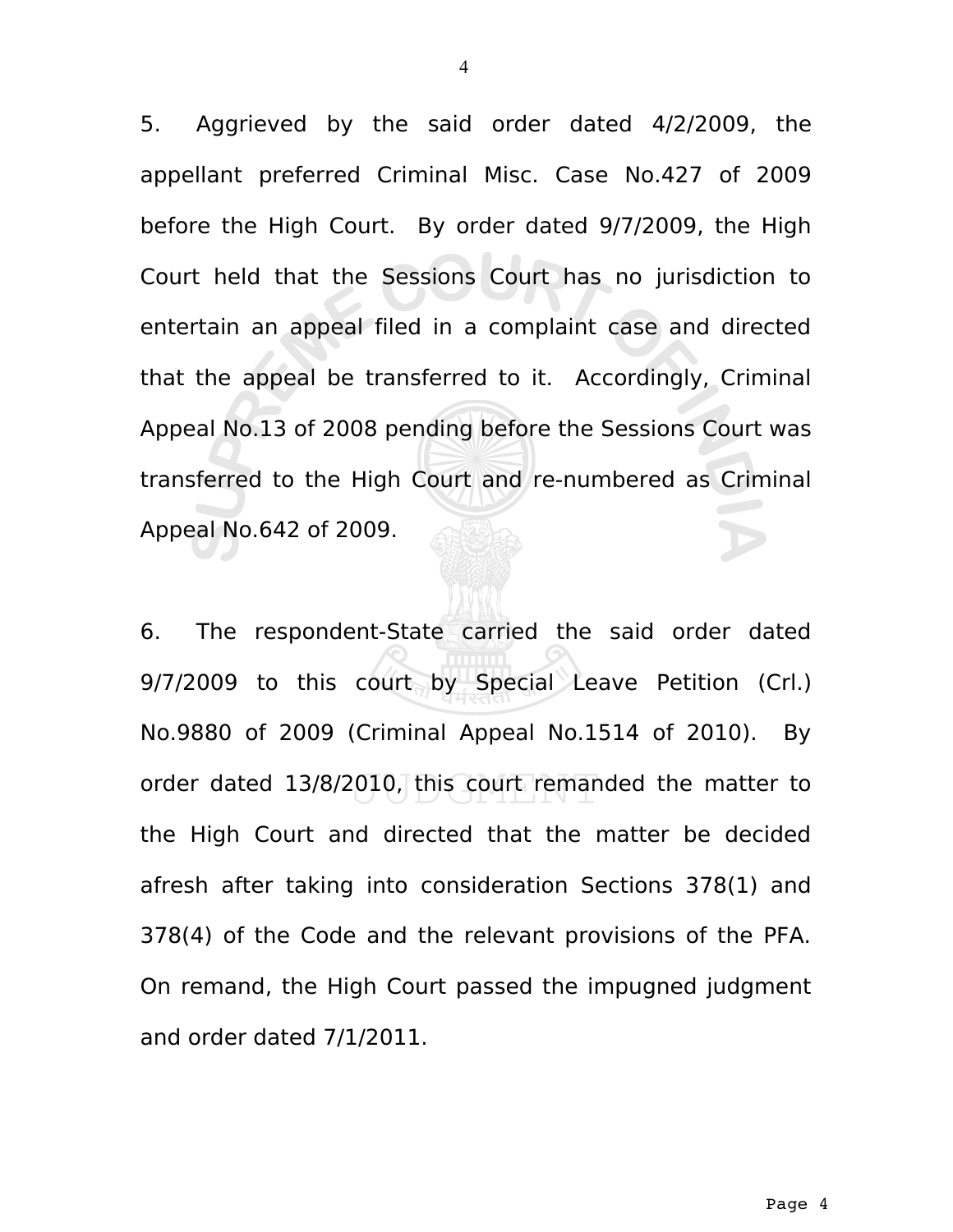5. Aggrieved by the said order dated 4/2/2009, the appellant preferred Criminal Misc. Case No.427 of 2009 before the High Court. By order dated 9/7/2009, the High Court held that the Sessions Court has no jurisdiction to entertain an appeal filed in a complaint case and directed that the appeal be transferred to it. Accordingly, Criminal Appeal No.13 of 2008 pending before the Sessions Court was transferred to the High Court and re-numbered as Criminal Appeal No.642 of 2009.

6. The respondent-State carried the said order dated 9/7/2009 to this court by Special Leave Petition (Crl.) No.9880 of 2009 (Criminal Appeal No.1514 of 2010). By order dated 13/8/2010, this court remanded the matter to the High Court and directed that the matter be decided afresh after taking into consideration Sections 378(1) and 378(4) of the Code and the relevant provisions of the PFA. On remand, the High Court passed the impugned judgment and order dated 7/1/2011.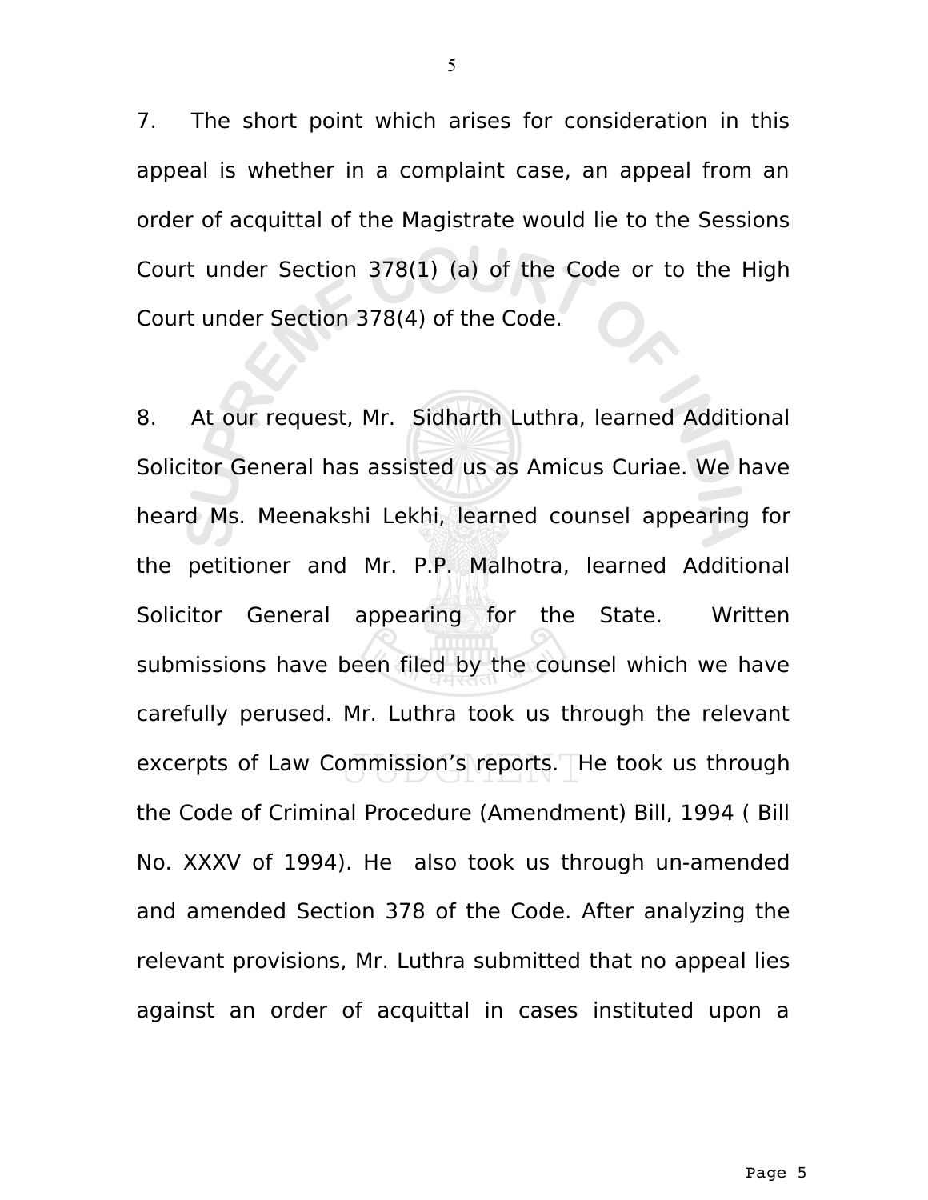7. The short point which arises for consideration in this appeal is whether in a complaint case, an appeal from an order of acquittal of the Magistrate would lie to the Sessions Court under Section 378(1) (a) of the Code or to the High Court under Section 378(4) of the Code.

8. At our request, Mr. Sidharth Luthra, learned Additional Solicitor General has assisted us as Amicus Curiae. We have heard Ms. Meenakshi Lekhi, learned counsel appearing for the petitioner and Mr. P.P. Malhotra, learned Additional Solicitor General appearing for the State. Written submissions have been filed by the counsel which we have carefully perused. Mr. Luthra took us through the relevant excerpts of Law Commission's reports. He took us through the Code of Criminal Procedure (Amendment) Bill, 1994 ( Bill No. XXXV of 1994). He also took us through un-amended and amended Section 378 of the Code. After analyzing the relevant provisions, Mr. Luthra submitted that no appeal lies against an order of acquittal in cases instituted upon a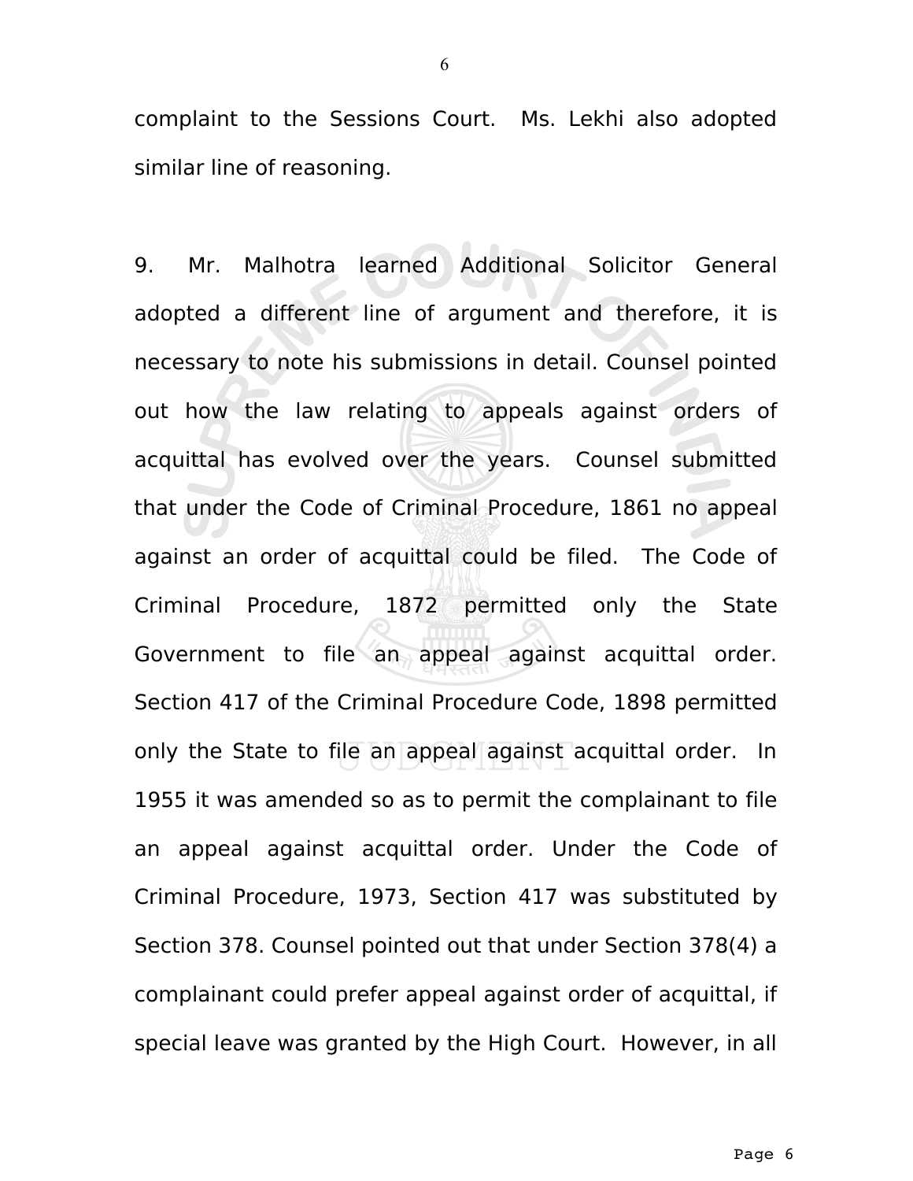complaint to the Sessions Court. Ms. Lekhi also adopted similar line of reasoning.

9. Mr. Malhotra learned Additional Solicitor General adopted a different line of argument and therefore, it is necessary to note his submissions in detail. Counsel pointed out how the law relating to appeals against orders of acquittal has evolved over the years. Counsel submitted that under the Code of Criminal Procedure, 1861 no appeal against an order of acquittal could be filed. The Code of Criminal Procedure, 1872 permitted only the State Government to file an appeal against acquittal order. Section 417 of the Criminal Procedure Code, 1898 permitted only the State to file an appeal against acquittal order. In 1955 it was amended so as to permit the complainant to file an appeal against acquittal order. Under the Code of Criminal Procedure, 1973, Section 417 was substituted by Section 378. Counsel pointed out that under Section 378(4) a complainant could prefer appeal against order of acquittal, if special leave was granted by the High Court. However, in all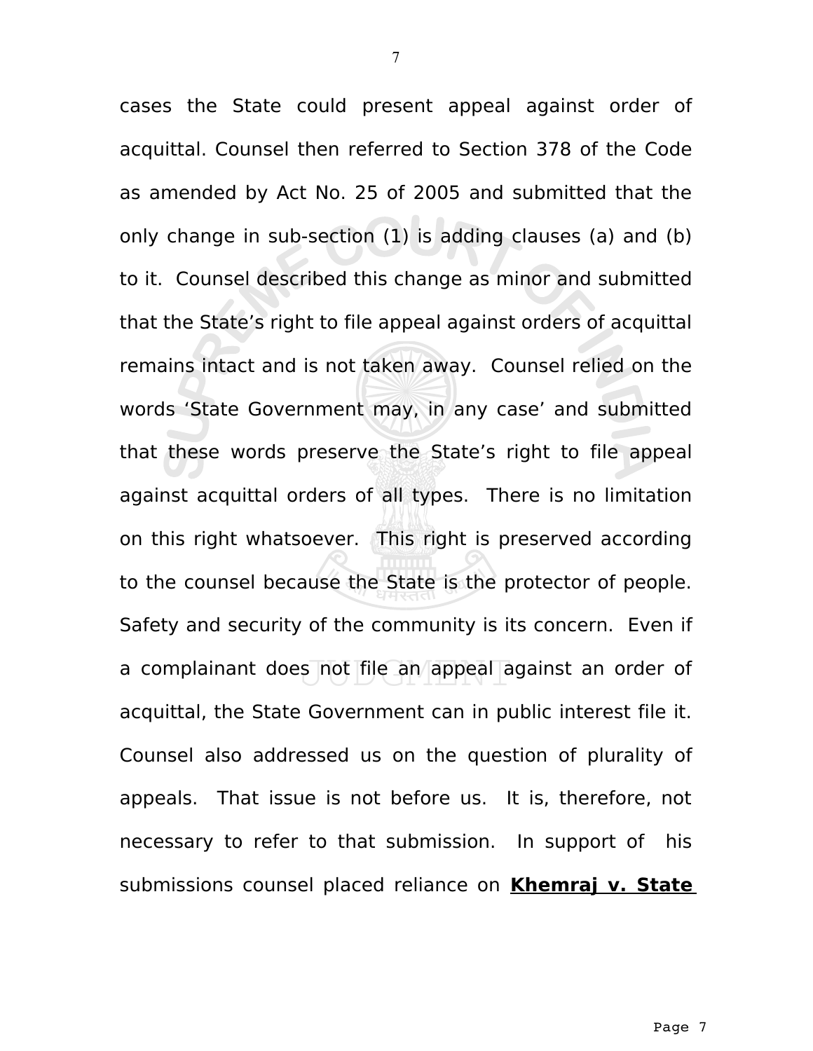cases the State could present appeal against order of acquittal. Counsel then referred to Section 378 of the Code as amended by Act No. 25 of 2005 and submitted that the only change in sub-section (1) is adding clauses (a) and (b) to it. Counsel described this change as minor and submitted that the State's right to file appeal against orders of acquittal remains intact and is not taken away. Counsel relied on the words 'State Government may, in any case' and submitted that these words preserve the State's right to file appeal against acquittal orders of all types. There is no limitation on this right whatsoever. This right is preserved according to the counsel because the State is the protector of people. Safety and security of the community is its concern. Even if a complainant does not file an appeal against an order of acquittal, the State Government can in public interest file it. Counsel also addressed us on the question of plurality of appeals. That issue is not before us. It is, therefore, not necessary to refer to that submission. In support of his submissions counsel placed reliance on **Khemraj v. State**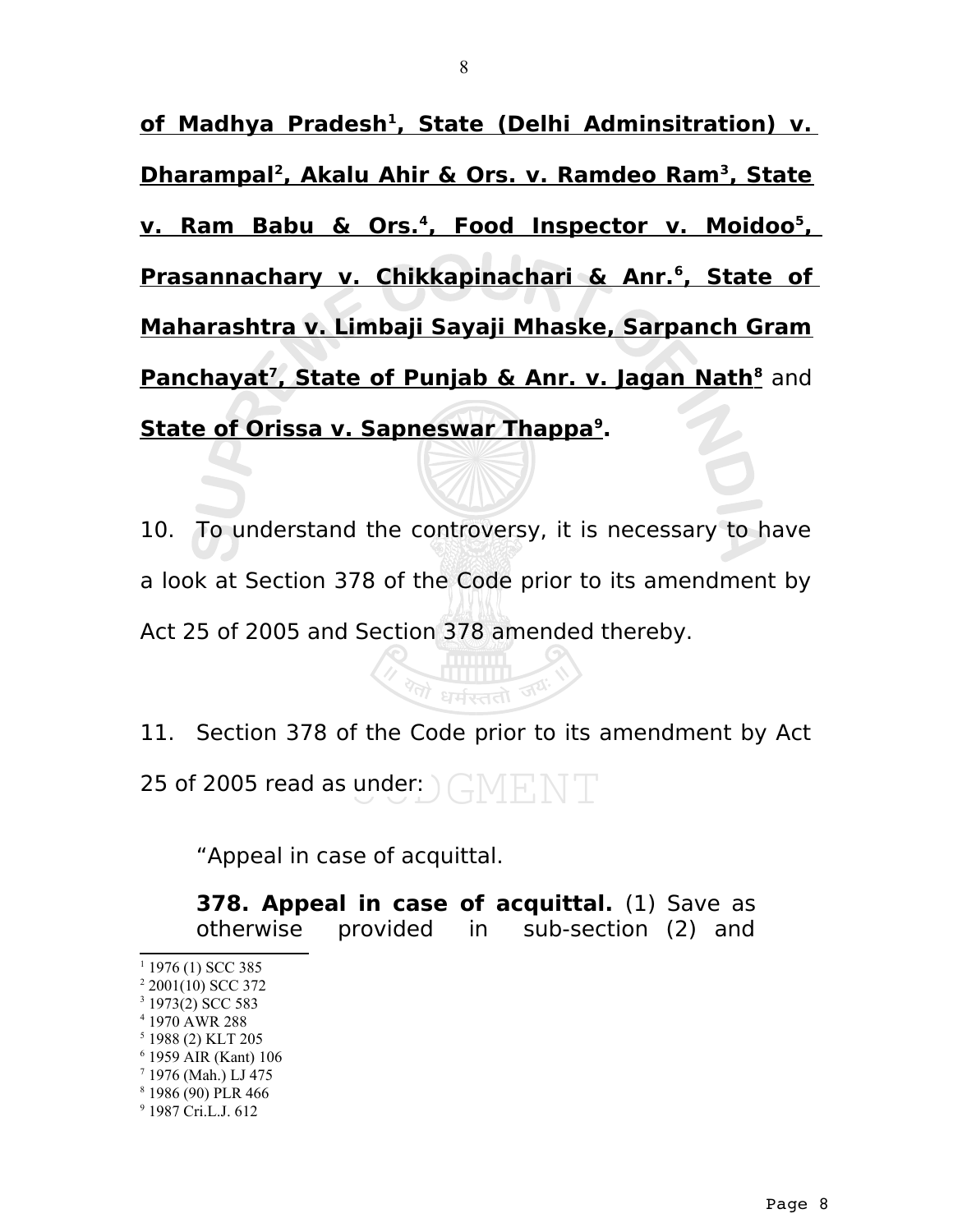**of Madhya Pradesh[1], State (Delhi Adminsitration) v. Dharampal[2], Akalu Ahir & Ors. v. Ramdeo Ram[3], State v. Ram Babu & Ors.[4], Food Inspector v. Moidoo[5], Prasannachary v. Chikkapinachari & Anr.[6], State of Maharashtra v. Limbaji Sayaji Mhaske, Sarpanch Gram Panchayat[7], State of Punjab & Anr. v. Jagan Nath[8]** and **State of Orissa v. Sapneswar Thappa[9].**

10. To understand the controversy, it is necessary to have a look at Section 378 of the Code prior to its amendment by Act 25 of 2005 and Section 378 amended thereby.

11. Section 378 of the Code prior to its amendment by Act 25 of 2005 read as under:

> "Appeal in case of acquittal.
>
> **378. Appeal in case of acquittal.** (1) Save as otherwise provided in sub-section (2) and

---

[1] 1976 (1) SCC 385
[2] 2001(10) SCC 372
[3] 1973(2) SCC 583
[4] 1970 AWR 288
[5] 1988 (2) KLT 205
[6] 1959 AIR (Kant) 106
[7] 1976 (Mah.) LJ 475
[8] 1986 (90) PLR 466
[9] 1987 Cri.L.J. 612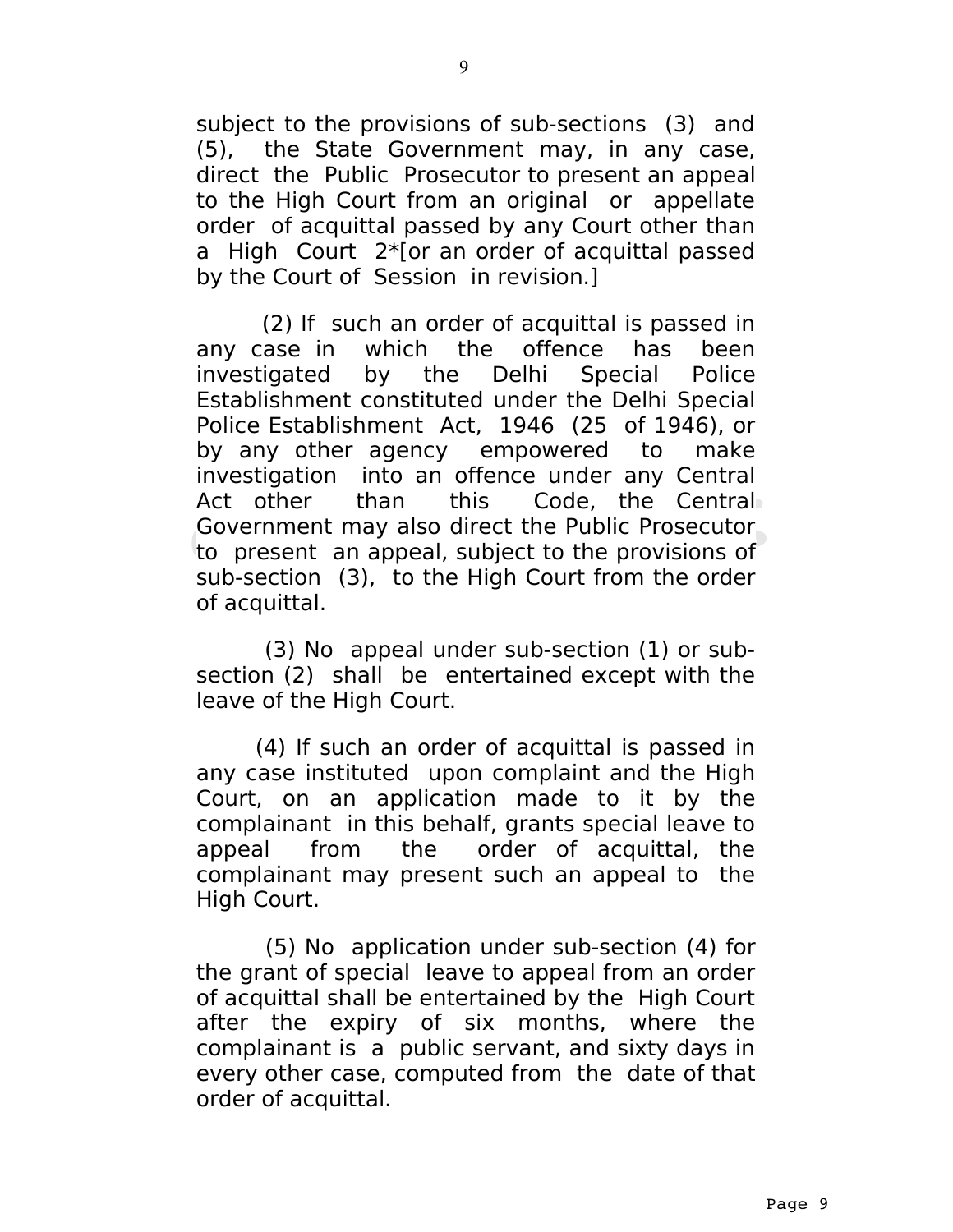subject to the provisions of sub-sections (3) and (5), the State Government may, in any case, direct the Public Prosecutor to present an appeal to the High Court from an original or appellate order of acquittal passed by any Court other than a High Court 2*[or an order of acquittal passed by the Court of Session in revision.]

(2) If such an order of acquittal is passed in any case in which the offence has been investigated by the Delhi Special Police Establishment constituted under the Delhi Special Police Establishment Act, 1946 (25 of 1946), or by any other agency empowered to make investigation into an offence under any Central Act other than this Code, the Central Government may also direct the Public Prosecutor to present an appeal, subject to the provisions of sub-section (3), to the High Court from the order of acquittal.

(3) No appeal under sub-section (1) or sub-section (2) shall be entertained except with the leave of the High Court.

(4) If such an order of acquittal is passed in any case instituted upon complaint and the High Court, on an application made to it by the complainant in this behalf, grants special leave to appeal from the order of acquittal, the complainant may present such an appeal to the High Court.

(5) No application under sub-section (4) for the grant of special leave to appeal from an order of acquittal shall be entertained by the High Court after the expiry of six months, where the complainant is a public servant, and sixty days in every other case, computed from the date of that order of acquittal.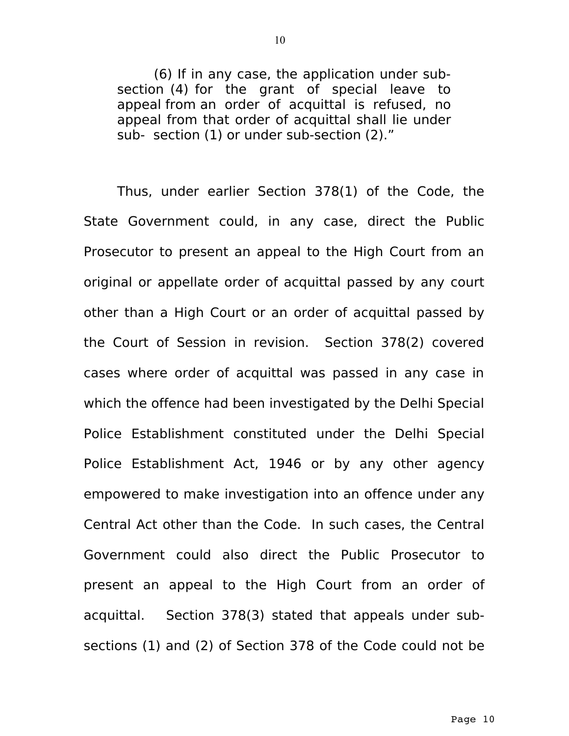> (6) If in any case, the application under sub-section (4) for the grant of special leave to appeal from an order of acquittal is refused, no appeal from that order of acquittal shall lie under sub- section (1) or under sub-section (2)."

Thus, under earlier Section 378(1) of the Code, the State Government could, in any case, direct the Public Prosecutor to present an appeal to the High Court from an original or appellate order of acquittal passed by any court other than a High Court or an order of acquittal passed by the Court of Session in revision. Section 378(2) covered cases where order of acquittal was passed in any case in which the offence had been investigated by the Delhi Special Police Establishment constituted under the Delhi Special Police Establishment Act, 1946 or by any other agency empowered to make investigation into an offence under any Central Act other than the Code. In such cases, the Central Government could also direct the Public Prosecutor to present an appeal to the High Court from an order of acquittal. Section 378(3) stated that appeals under sub-sections (1) and (2) of Section 378 of the Code could not be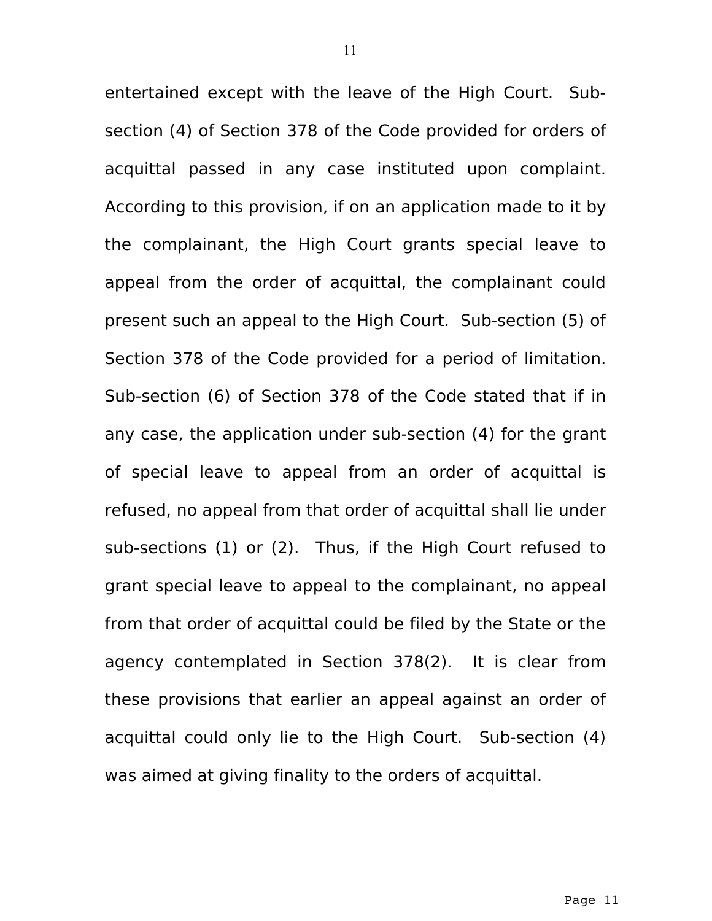entertained except with the leave of the High Court. Sub-section (4) of Section 378 of the Code provided for orders of acquittal passed in any case instituted upon complaint. According to this provision, if on an application made to it by the complainant, the High Court grants special leave to appeal from the order of acquittal, the complainant could present such an appeal to the High Court. Sub-section (5) of Section 378 of the Code provided for a period of limitation. Sub-section (6) of Section 378 of the Code stated that if in any case, the application under sub-section (4) for the grant of special leave to appeal from an order of acquittal is refused, no appeal from that order of acquittal shall lie under sub-sections (1) or (2). Thus, if the High Court refused to grant special leave to appeal to the complainant, no appeal from that order of acquittal could be filed by the State or the agency contemplated in Section 378(2). It is clear from these provisions that earlier an appeal against an order of acquittal could only lie to the High Court. Sub-section (4) was aimed at giving finality to the orders of acquittal.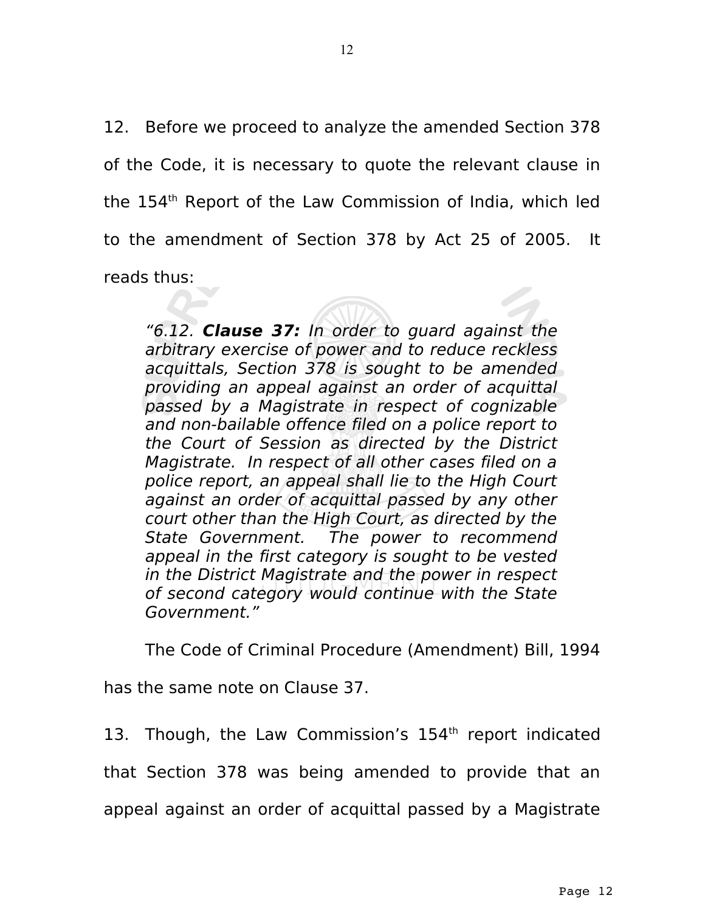12. Before we proceed to analyze the amended Section 378 of the Code, it is necessary to quote the relevant clause in the 154th Report of the Law Commission of India, which led to the amendment of Section 378 by Act 25 of 2005. It reads thus:

> *"6.12.* ***Clause 37:*** *In order to guard against the arbitrary exercise of power and to reduce reckless acquittals, Section 378 is sought to be amended providing an appeal against an order of acquittal passed by a Magistrate in respect of cognizable and non-bailable offence filed on a police report to the Court of Session as directed by the District Magistrate. In respect of all other cases filed on a police report, an appeal shall lie to the High Court against an order of acquittal passed by any other court other than the High Court, as directed by the State Government. The power to recommend appeal in the first category is sought to be vested in the District Magistrate and the power in respect of second category would continue with the State Government."*

The Code of Criminal Procedure (Amendment) Bill, 1994 has the same note on Clause 37.

13. Though, the Law Commission's 154th report indicated that Section 378 was being amended to provide that an appeal against an order of acquittal passed by a Magistrate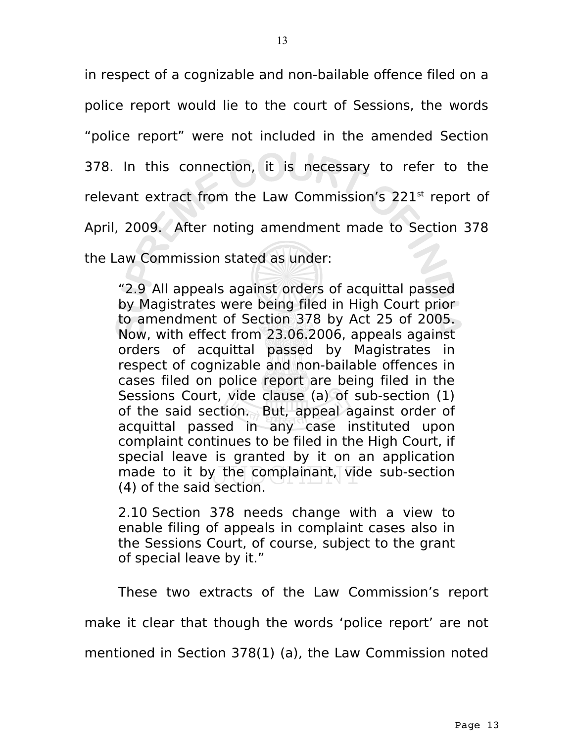in respect of a cognizable and non-bailable offence filed on a police report would lie to the court of Sessions, the words "police report" were not included in the amended Section 378. In this connection, it is necessary to refer to the relevant extract from the Law Commission's 221st report of April, 2009. After noting amendment made to Section 378 the Law Commission stated as under:

> "2.9 All appeals against orders of acquittal passed by Magistrates were being filed in High Court prior to amendment of Section 378 by Act 25 of 2005. Now, with effect from 23.06.2006, appeals against orders of acquittal passed by Magistrates in respect of cognizable and non-bailable offences in cases filed on police report are being filed in the Sessions Court, vide clause (a) of sub-section (1) of the said section. But, appeal against order of acquittal passed in any case instituted upon complaint continues to be filed in the High Court, if special leave is granted by it on an application made to it by the complainant, vide sub-section (4) of the said section.
>
> 2.10 Section 378 needs change with a view to enable filing of appeals in complaint cases also in the Sessions Court, of course, subject to the grant of special leave by it."

These two extracts of the Law Commission's report make it clear that though the words 'police report' are not mentioned in Section 378(1) (a), the Law Commission noted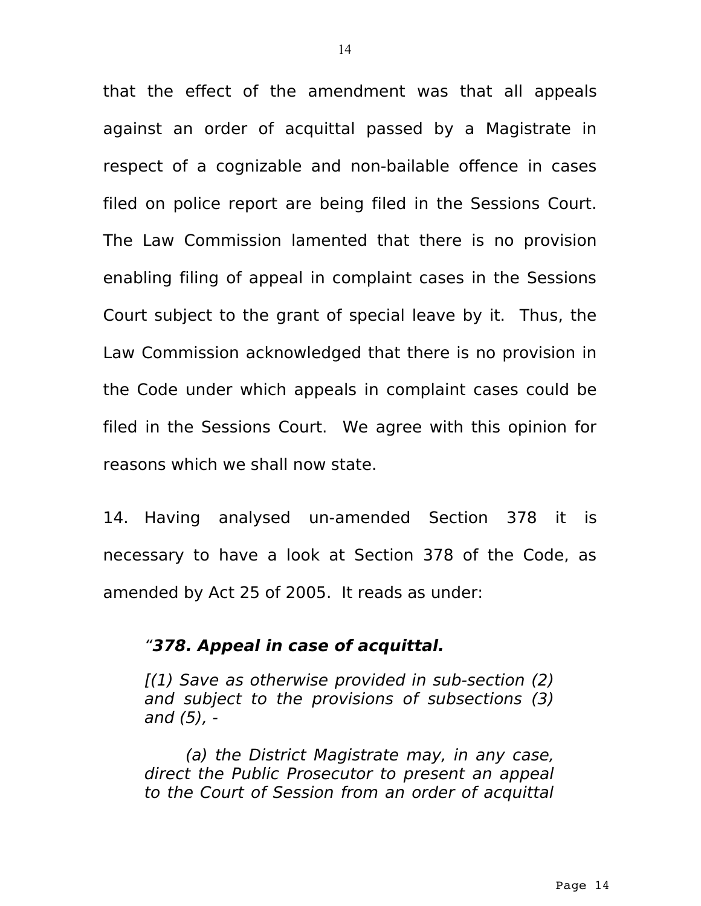that the effect of the amendment was that all appeals against an order of acquittal passed by a Magistrate in respect of a cognizable and non-bailable offence in cases filed on police report are being filed in the Sessions Court. The Law Commission lamented that there is no provision enabling filing of appeal in complaint cases in the Sessions Court subject to the grant of special leave by it. Thus, the Law Commission acknowledged that there is no provision in the Code under which appeals in complaint cases could be filed in the Sessions Court. We agree with this opinion for reasons which we shall now state.

14. Having analysed un-amended Section 378 it is necessary to have a look at Section 378 of the Code, as amended by Act 25 of 2005. It reads as under:

> "***378. Appeal in case of acquittal.***
>
> *[(1) Save as otherwise provided in sub-section (2) and subject to the provisions of subsections (3) and (5), -*
>
> *(a) the District Magistrate may, in any case, direct the Public Prosecutor to present an appeal to the Court of Session from an order of acquittal*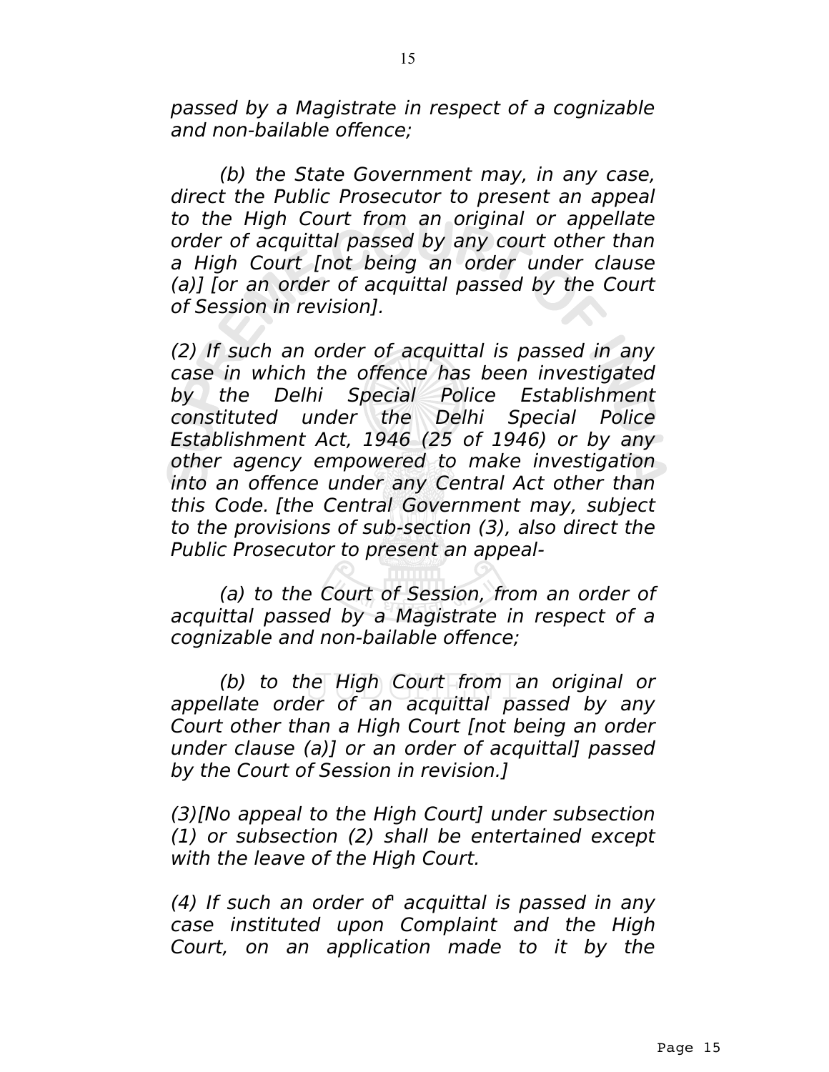*passed by a Magistrate in respect of a cognizable and non-bailable offence;*

*(b) the State Government may, in any case, direct the Public Prosecutor to present an appeal to the High Court from an original or appellate order of acquittal passed by any court other than a High Court [not being an order under clause (a)] [or an order of acquittal passed by the Court of Session in revision].*

*(2) If such an order of acquittal is passed in any case in which the offence has been investigated by the Delhi Special Police Establishment constituted under the Delhi Special Police Establishment Act, 1946 (25 of 1946) or by any other agency empowered to make investigation into an offence under any Central Act other than this Code. [the Central Government may, subject to the provisions of sub-section (3), also direct the Public Prosecutor to present an appeal-*

*(a) to the Court of Session, from an order of acquittal passed by a Magistrate in respect of a cognizable and non-bailable offence;*

*(b) to the High Court from an original or appellate order of an acquittal passed by any Court other than a High Court [not being an order under clause (a)] or an order of acquittal] passed by the Court of Session in revision.]*

*(3)[No appeal to the High Court] under subsection (1) or subsection (2) shall be entertained except with the leave of the High Court.*

*(4) If such an order of' acquittal is passed in any case instituted upon Complaint and the High Court, on an application made to it by the*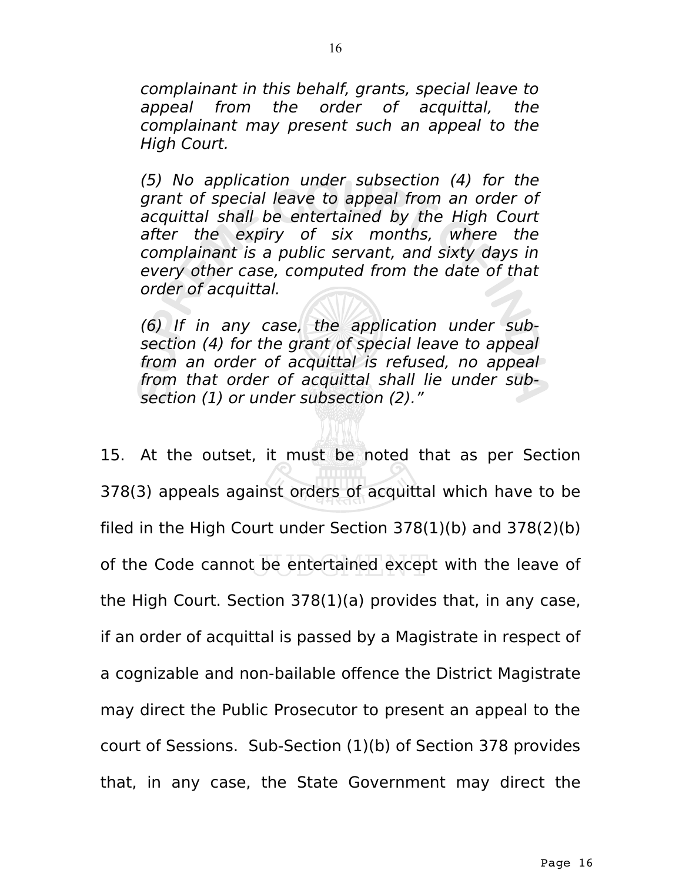*complainant in this behalf, grants, special leave to appeal from the order of acquittal, the complainant may present such an appeal to the High Court.*

*(5) No application under subsection (4) for the grant of special leave to appeal from an order of acquittal shall be entertained by the High Court after the expiry of six months, where the complainant is a public servant, and sixty days in every other case, computed from the date of that order of acquittal.*

*(6) If in any case, the application under sub-section (4) for the grant of special leave to appeal from an order of acquittal is refused, no appeal from that order of acquittal shall lie under sub-section (1) or under subsection (2).”*

15. At the outset, it must be noted that as per Section 378(3) appeals against orders of acquittal which have to be filed in the High Court under Section 378(1)(b) and 378(2)(b) of the Code cannot be entertained except with the leave of the High Court. Section 378(1)(a) provides that, in any case, if an order of acquittal is passed by a Magistrate in respect of a cognizable and non-bailable offence the District Magistrate may direct the Public Prosecutor to present an appeal to the court of Sessions. Sub-Section (1)(b) of Section 378 provides that, in any case, the State Government may direct the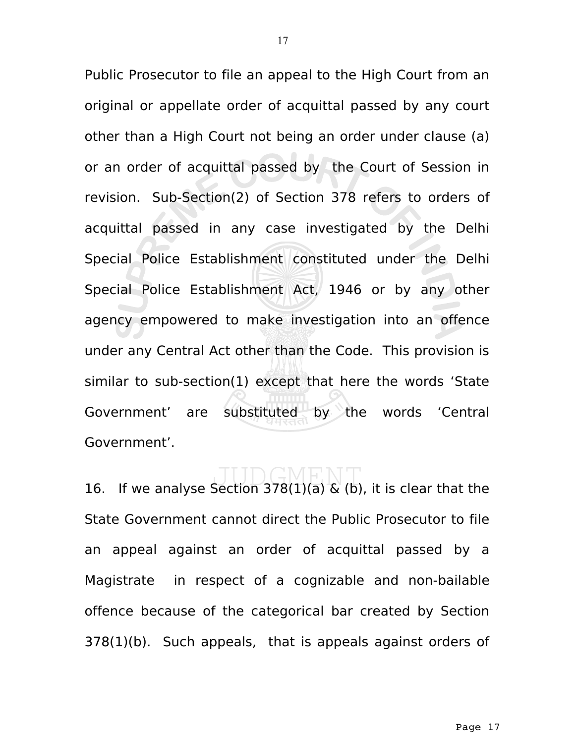Public Prosecutor to file an appeal to the High Court from an original or appellate order of acquittal passed by any court other than a High Court not being an order under clause (a) or an order of acquittal passed by the Court of Session in revision. Sub-Section(2) of Section 378 refers to orders of acquittal passed in any case investigated by the Delhi Special Police Establishment constituted under the Delhi Special Police Establishment Act, 1946 or by any other agency empowered to make investigation into an offence under any Central Act other than the Code. This provision is similar to sub-section(1) except that here the words 'State Government' are substituted by the words 'Central Government'.

16. If we analyse Section 378(1)(a) & (b), it is clear that the State Government cannot direct the Public Prosecutor to file an appeal against an order of acquittal passed by a Magistrate in respect of a cognizable and non-bailable offence because of the categorical bar created by Section 378(1)(b). Such appeals, that is appeals against orders of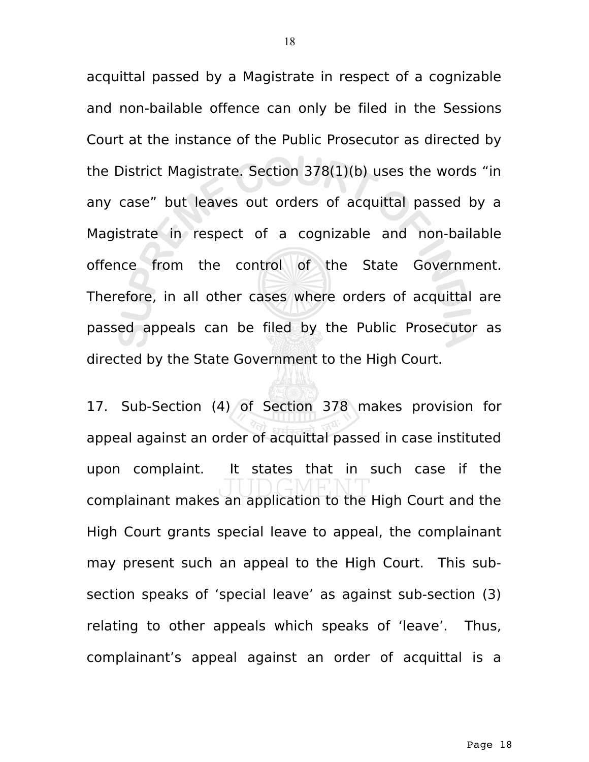acquittal passed by a Magistrate in respect of a cognizable and non-bailable offence can only be filed in the Sessions Court at the instance of the Public Prosecutor as directed by the District Magistrate. Section 378(1)(b) uses the words "in any case" but leaves out orders of acquittal passed by a Magistrate in respect of a cognizable and non-bailable offence from the control of the State Government. Therefore, in all other cases where orders of acquittal are passed appeals can be filed by the Public Prosecutor as directed by the State Government to the High Court.

17. Sub-Section (4) of Section 378 makes provision for appeal against an order of acquittal passed in case instituted upon complaint. It states that in such case if the complainant makes an application to the High Court and the High Court grants special leave to appeal, the complainant may present such an appeal to the High Court. This sub-section speaks of 'special leave' as against sub-section (3) relating to other appeals which speaks of 'leave'. Thus, complainant's appeal against an order of acquittal is a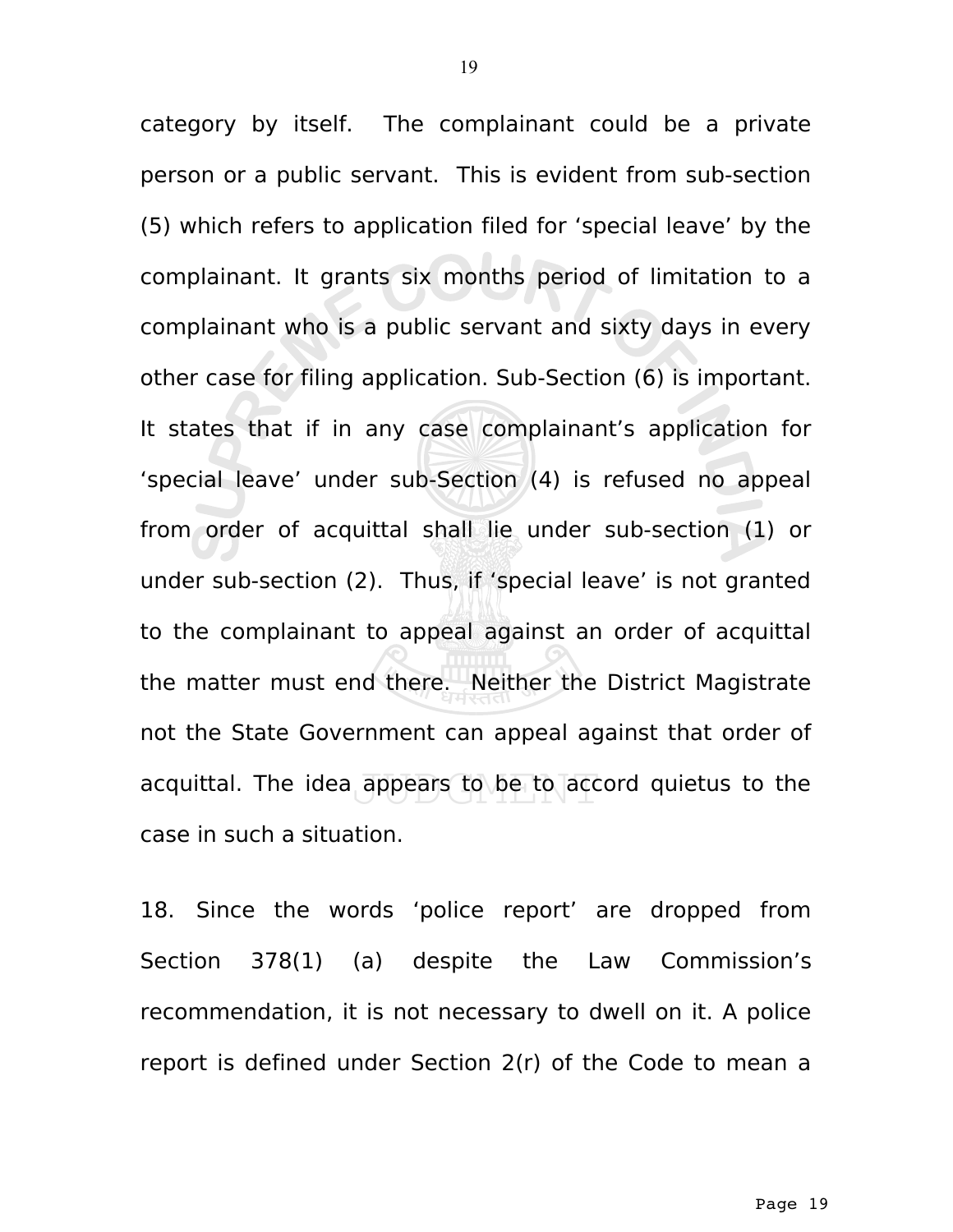category by itself. The complainant could be a private person or a public servant. This is evident from sub-section (5) which refers to application filed for 'special leave' by the complainant. It grants six months period of limitation to a complainant who is a public servant and sixty days in every other case for filing application. Sub-Section (6) is important. It states that if in any case complainant's application for 'special leave' under sub-Section (4) is refused no appeal from order of acquittal shall lie under sub-section (1) or under sub-section (2). Thus, if 'special leave' is not granted to the complainant to appeal against an order of acquittal the matter must end there. Neither the District Magistrate not the State Government can appeal against that order of acquittal. The idea appears to be to accord quietus to the case in such a situation.

18. Since the words 'police report' are dropped from Section 378(1) (a) despite the Law Commission's recommendation, it is not necessary to dwell on it. A police report is defined under Section 2(r) of the Code to mean a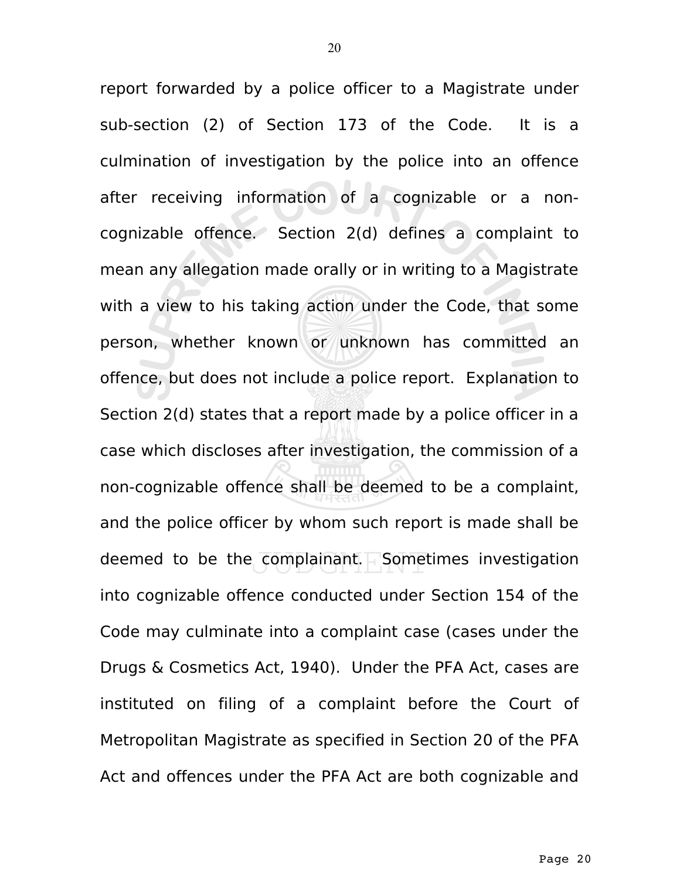report forwarded by a police officer to a Magistrate under sub-section (2) of Section 173 of the Code. It is a culmination of investigation by the police into an offence after receiving information of a cognizable or a non-cognizable offence. Section 2(d) defines a complaint to mean any allegation made orally or in writing to a Magistrate with a view to his taking action under the Code, that some person, whether known or unknown has committed an offence, but does not include a police report. Explanation to Section 2(d) states that a report made by a police officer in a case which discloses after investigation, the commission of a non-cognizable offence shall be deemed to be a complaint, and the police officer by whom such report is made shall be deemed to be the complainant. Sometimes investigation into cognizable offence conducted under Section 154 of the Code may culminate into a complaint case (cases under the Drugs & Cosmetics Act, 1940). Under the PFA Act, cases are instituted on filing of a complaint before the Court of Metropolitan Magistrate as specified in Section 20 of the PFA Act and offences under the PFA Act are both cognizable and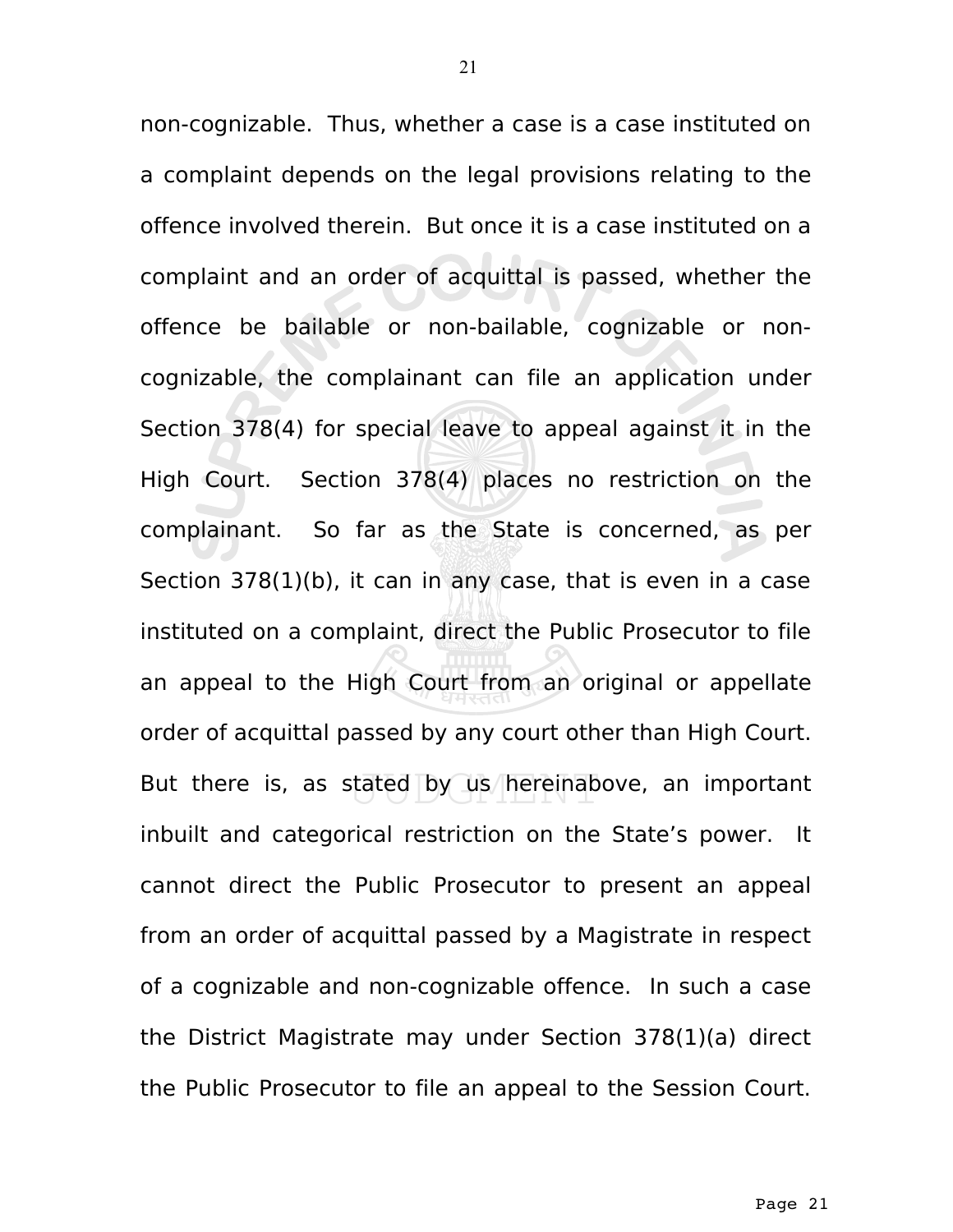non-cognizable. Thus, whether a case is a case instituted on a complaint depends on the legal provisions relating to the offence involved therein. But once it is a case instituted on a complaint and an order of acquittal is passed, whether the offence be bailable or non-bailable, cognizable or non-cognizable, the complainant can file an application under Section 378(4) for special leave to appeal against it in the High Court. Section 378(4) places no restriction on the complainant. So far as the State is concerned, as per Section 378(1)(b), it can in any case, that is even in a case instituted on a complaint, direct the Public Prosecutor to file an appeal to the High Court from an original or appellate order of acquittal passed by any court other than High Court. But there is, as stated by us hereinabove, an important inbuilt and categorical restriction on the State's power. It cannot direct the Public Prosecutor to present an appeal from an order of acquittal passed by a Magistrate in respect of a cognizable and non-cognizable offence. In such a case the District Magistrate may under Section 378(1)(a) direct the Public Prosecutor to file an appeal to the Session Court.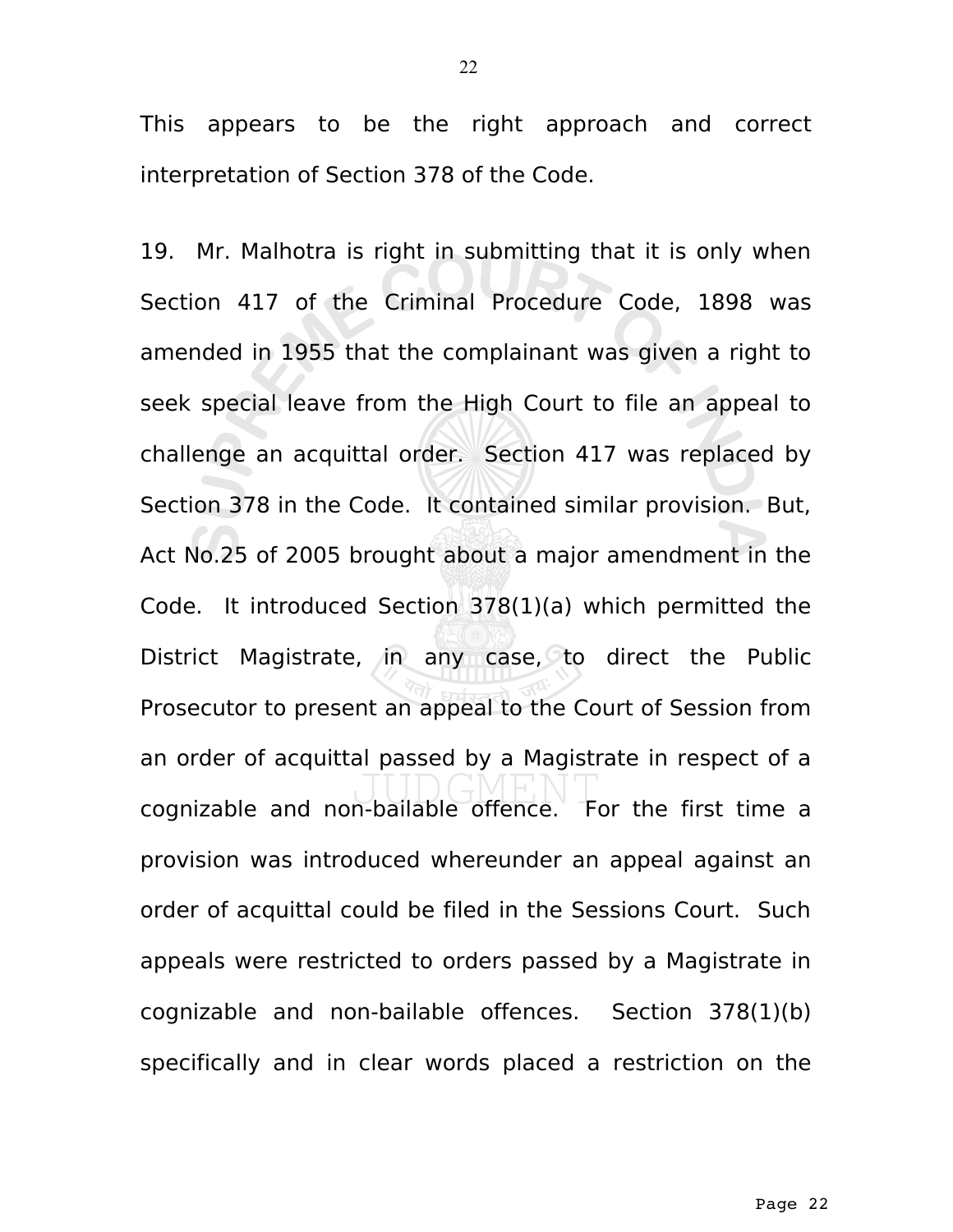This appears to be the right approach and correct interpretation of Section 378 of the Code.

19. Mr. Malhotra is right in submitting that it is only when Section 417 of the Criminal Procedure Code, 1898 was amended in 1955 that the complainant was given a right to seek special leave from the High Court to file an appeal to challenge an acquittal order. Section 417 was replaced by Section 378 in the Code. It contained similar provision. But, Act No.25 of 2005 brought about a major amendment in the Code. It introduced Section 378(1)(a) which permitted the District Magistrate, in any case, to direct the Public Prosecutor to present an appeal to the Court of Session from an order of acquittal passed by a Magistrate in respect of a cognizable and non-bailable offence. For the first time a provision was introduced whereunder an appeal against an order of acquittal could be filed in the Sessions Court. Such appeals were restricted to orders passed by a Magistrate in cognizable and non-bailable offences. Section 378(1)(b) specifically and in clear words placed a restriction on the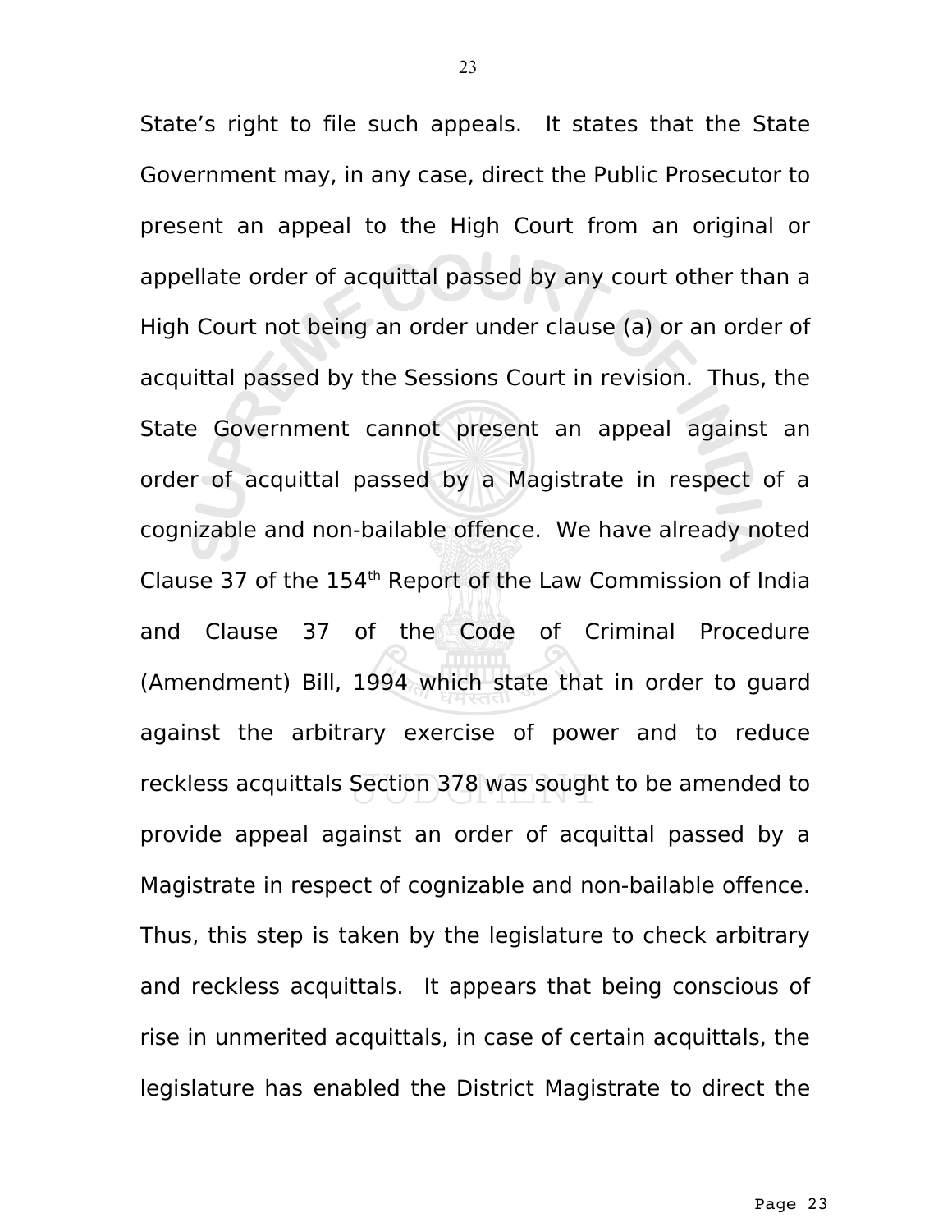State's right to file such appeals. It states that the State Government may, in any case, direct the Public Prosecutor to present an appeal to the High Court from an original or appellate order of acquittal passed by any court other than a High Court not being an order under clause (a) or an order of acquittal passed by the Sessions Court in revision. Thus, the State Government cannot present an appeal against an order of acquittal passed by a Magistrate in respect of a cognizable and non-bailable offence. We have already noted Clause 37 of the 154th Report of the Law Commission of India and Clause 37 of the Code of Criminal Procedure (Amendment) Bill, 1994 which state that in order to guard against the arbitrary exercise of power and to reduce reckless acquittals Section 378 was sought to be amended to provide appeal against an order of acquittal passed by a Magistrate in respect of cognizable and non-bailable offence. Thus, this step is taken by the legislature to check arbitrary and reckless acquittals. It appears that being conscious of rise in unmerited acquittals, in case of certain acquittals, the legislature has enabled the District Magistrate to direct the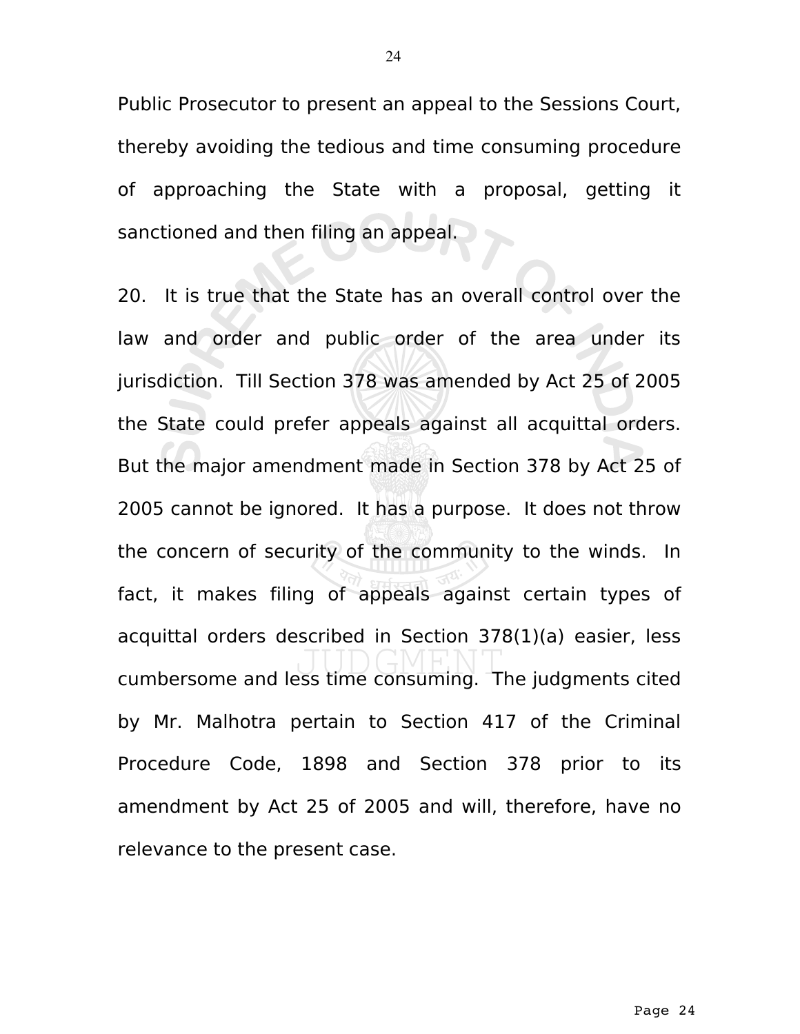Public Prosecutor to present an appeal to the Sessions Court, thereby avoiding the tedious and time consuming procedure of approaching the State with a proposal, getting it sanctioned and then filing an appeal.

20. It is true that the State has an overall control over the law and order and public order of the area under its jurisdiction. Till Section 378 was amended by Act 25 of 2005 the State could prefer appeals against all acquittal orders. But the major amendment made in Section 378 by Act 25 of 2005 cannot be ignored. It has a purpose. It does not throw the concern of security of the community to the winds. In fact, it makes filing of appeals against certain types of acquittal orders described in Section 378(1)(a) easier, less cumbersome and less time consuming. The judgments cited by Mr. Malhotra pertain to Section 417 of the Criminal Procedure Code, 1898 and Section 378 prior to its amendment by Act 25 of 2005 and will, therefore, have no relevance to the present case.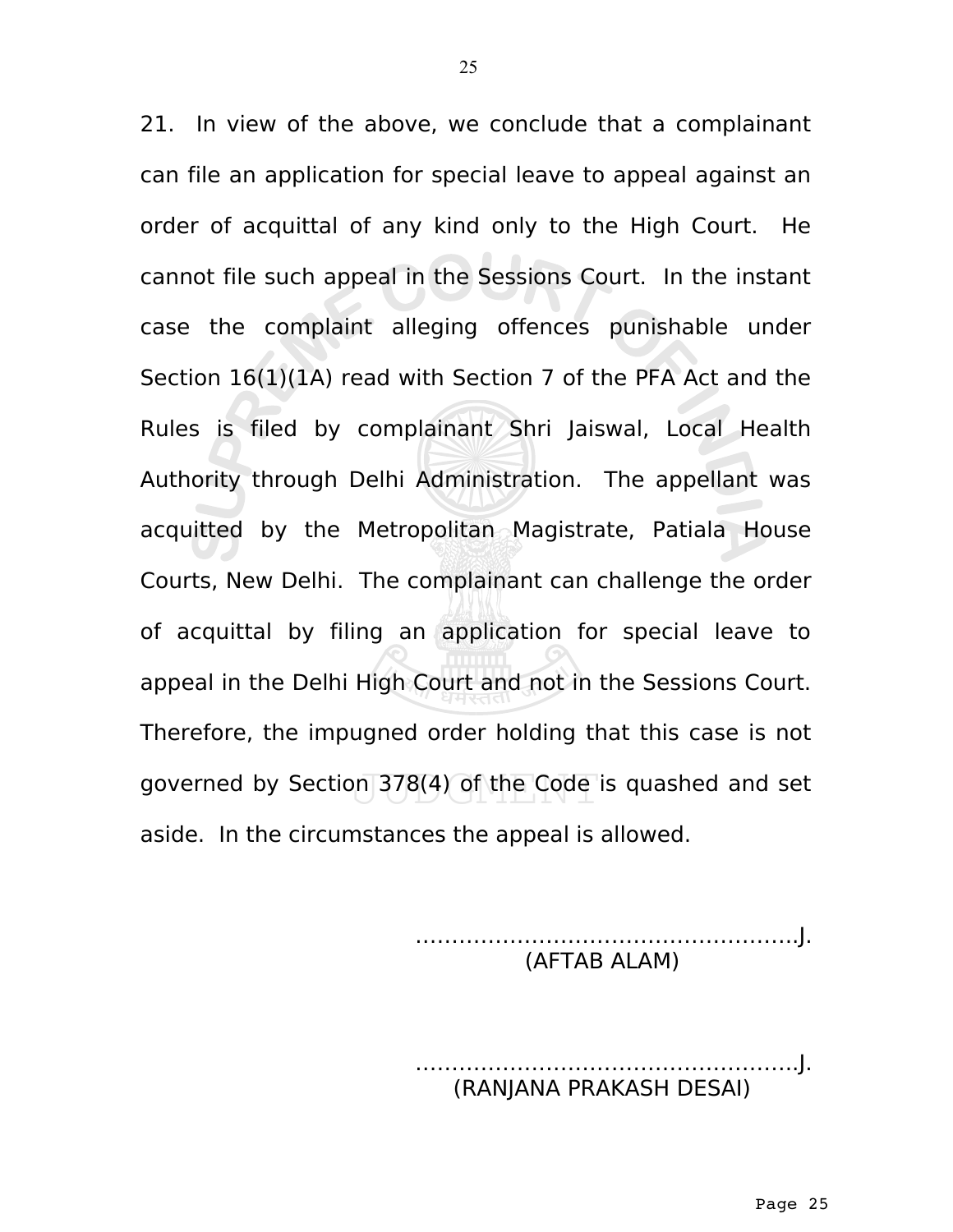21. In view of the above, we conclude that a complainant can file an application for special leave to appeal against an order of acquittal of any kind only to the High Court. He cannot file such appeal in the Sessions Court. In the instant case the complaint alleging offences punishable under Section 16(1)(1A) read with Section 7 of the PFA Act and the Rules is filed by complainant Shri Jaiswal, Local Health Authority through Delhi Administration. The appellant was acquitted by the Metropolitan Magistrate, Patiala House Courts, New Delhi. The complainant can challenge the order of acquittal by filing an application for special leave to appeal in the Delhi High Court and not in the Sessions Court. Therefore, the impugned order holding that this case is not governed by Section 378(4) of the Code is quashed and set aside. In the circumstances the appeal is allowed.

……………………………………………..J.
(AFTAB ALAM)

……………………………………………..J.
(RANJANA PRAKASH DESAI)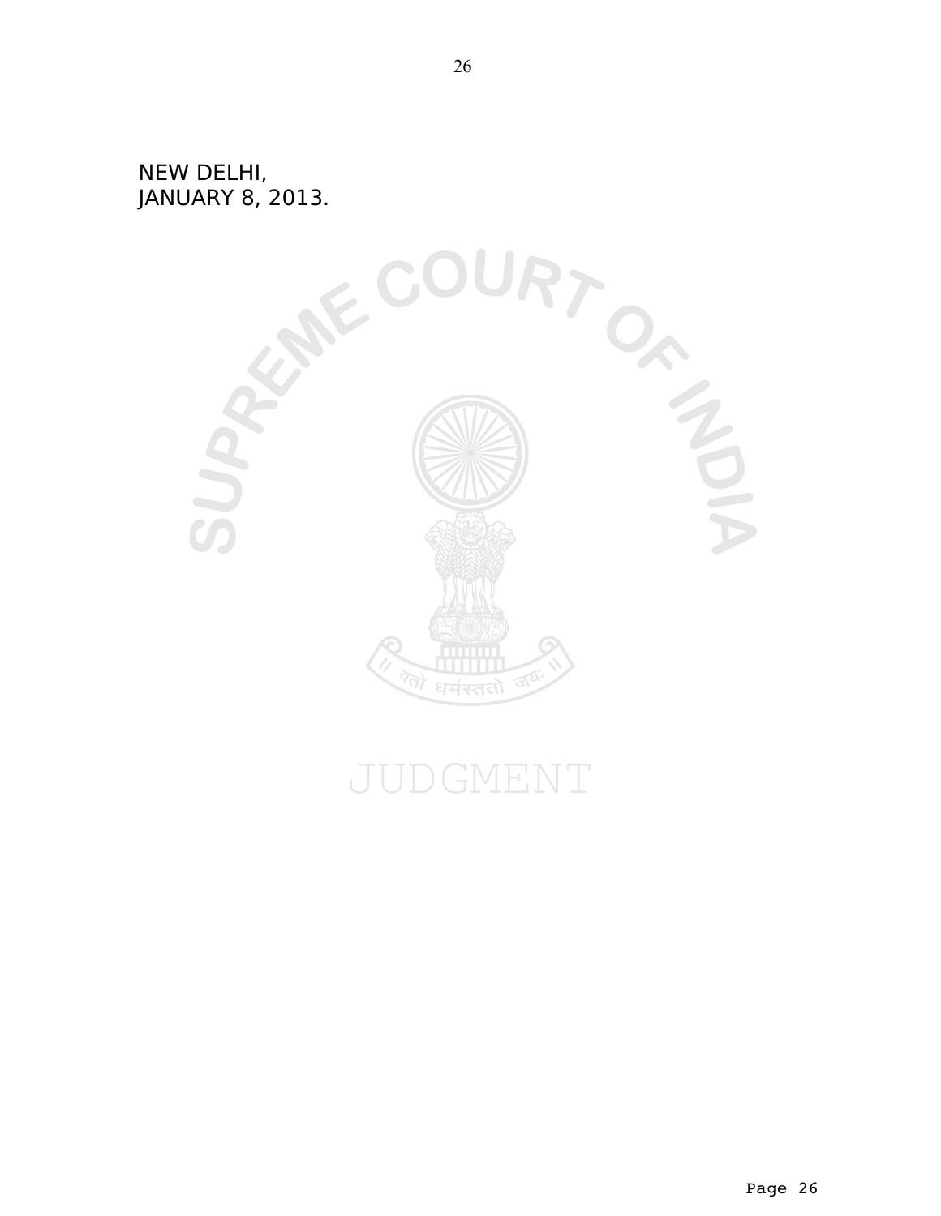NEW DELHI,
JANUARY 8, 2013.